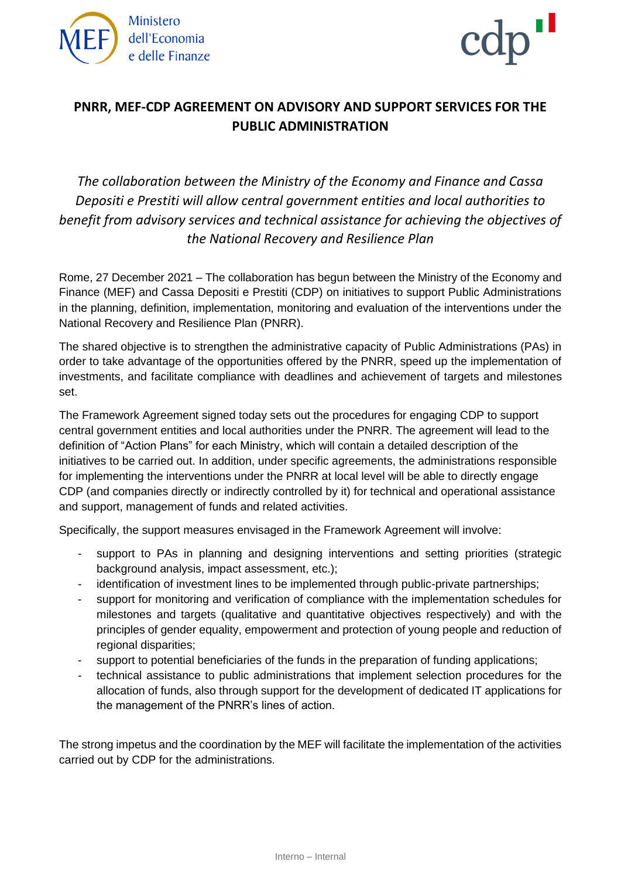# PNRR, MEF-CDP AGREEMENT ON ADVISORY AND SUPPORT SERVICES FOR THE PUBLIC ADMINISTRATION

*The collaboration between the Ministry of the Economy and Finance and Cassa Depositi e Prestiti will allow central government entities and local authorities to benefit from advisory services and technical assistance for achieving the objectives of the National Recovery and Resilience Plan*

Rome, 27 December 2021 – The collaboration has begun between the Ministry of the Economy and Finance (MEF) and Cassa Depositi e Prestiti (CDP) on initiatives to support Public Administrations in the planning, definition, implementation, monitoring and evaluation of the interventions under the National Recovery and Resilience Plan (PNRR).

The shared objective is to strengthen the administrative capacity of Public Administrations (PAs) in order to take advantage of the opportunities offered by the PNRR, speed up the implementation of investments, and facilitate compliance with deadlines and achievement of targets and milestones set.

The Framework Agreement signed today sets out the procedures for engaging CDP to support central government entities and local authorities under the PNRR. The agreement will lead to the definition of "Action Plans" for each Ministry, which will contain a detailed description of the initiatives to be carried out. In addition, under specific agreements, the administrations responsible for implementing the interventions under the PNRR at local level will be able to directly engage CDP (and companies directly or indirectly controlled by it) for technical and operational assistance and support, management of funds and related activities.

Specifically, the support measures envisaged in the Framework Agreement will involve:

- support to PAs in planning and designing interventions and setting priorities (strategic background analysis, impact assessment, etc.);
- identification of investment lines to be implemented through public-private partnerships;
- support for monitoring and verification of compliance with the implementation schedules for milestones and targets (qualitative and quantitative objectives respectively) and with the principles of gender equality, empowerment and protection of young people and reduction of regional disparities;
- support to potential beneficiaries of the funds in the preparation of funding applications;
- technical assistance to public administrations that implement selection procedures for the allocation of funds, also through support for the development of dedicated IT applications for the management of the PNRR's lines of action.

The strong impetus and the coordination by the MEF will facilitate the implementation of the activities carried out by CDP for the administrations.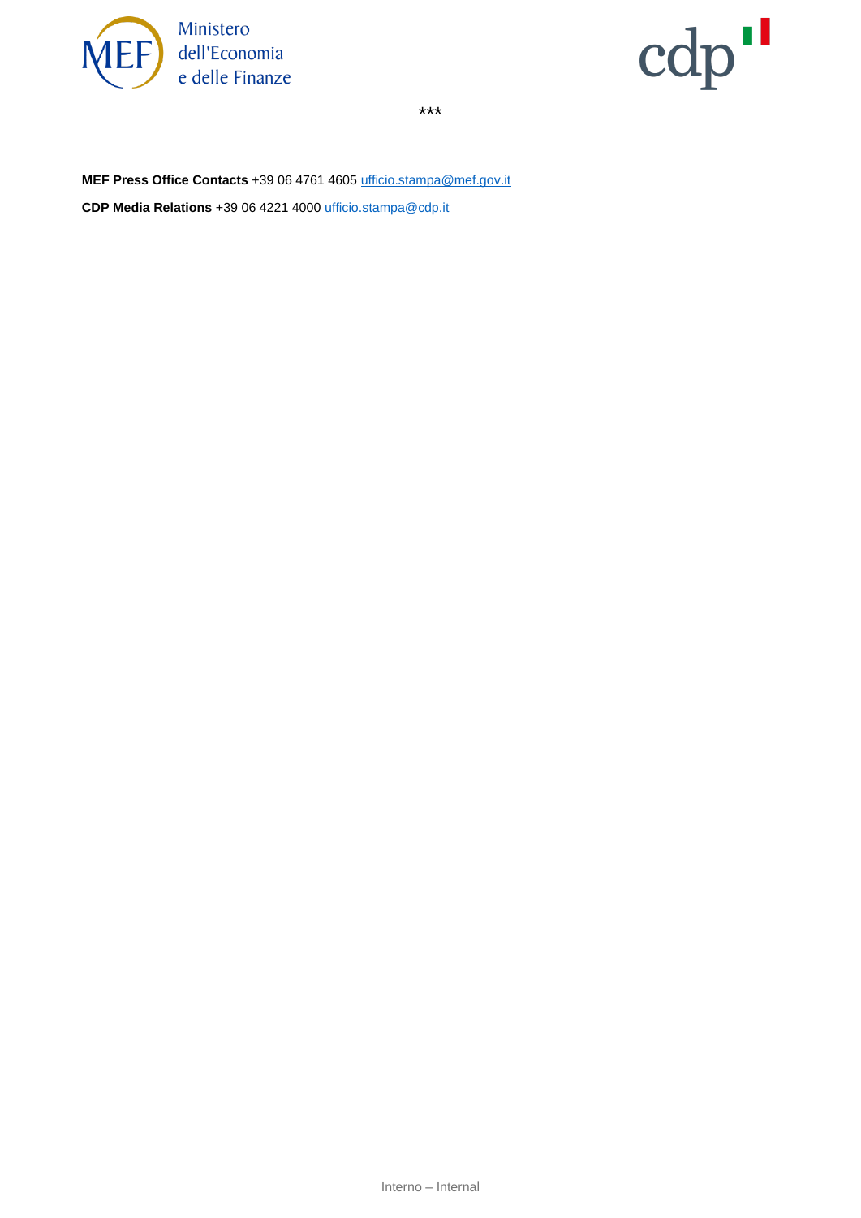***

**MEF Press Office Contacts** +39 06 4761 4605 ufficio.stampa@mef.gov.it

**CDP Media Relations** +39 06 4221 4000 ufficio.stampa@cdp.it